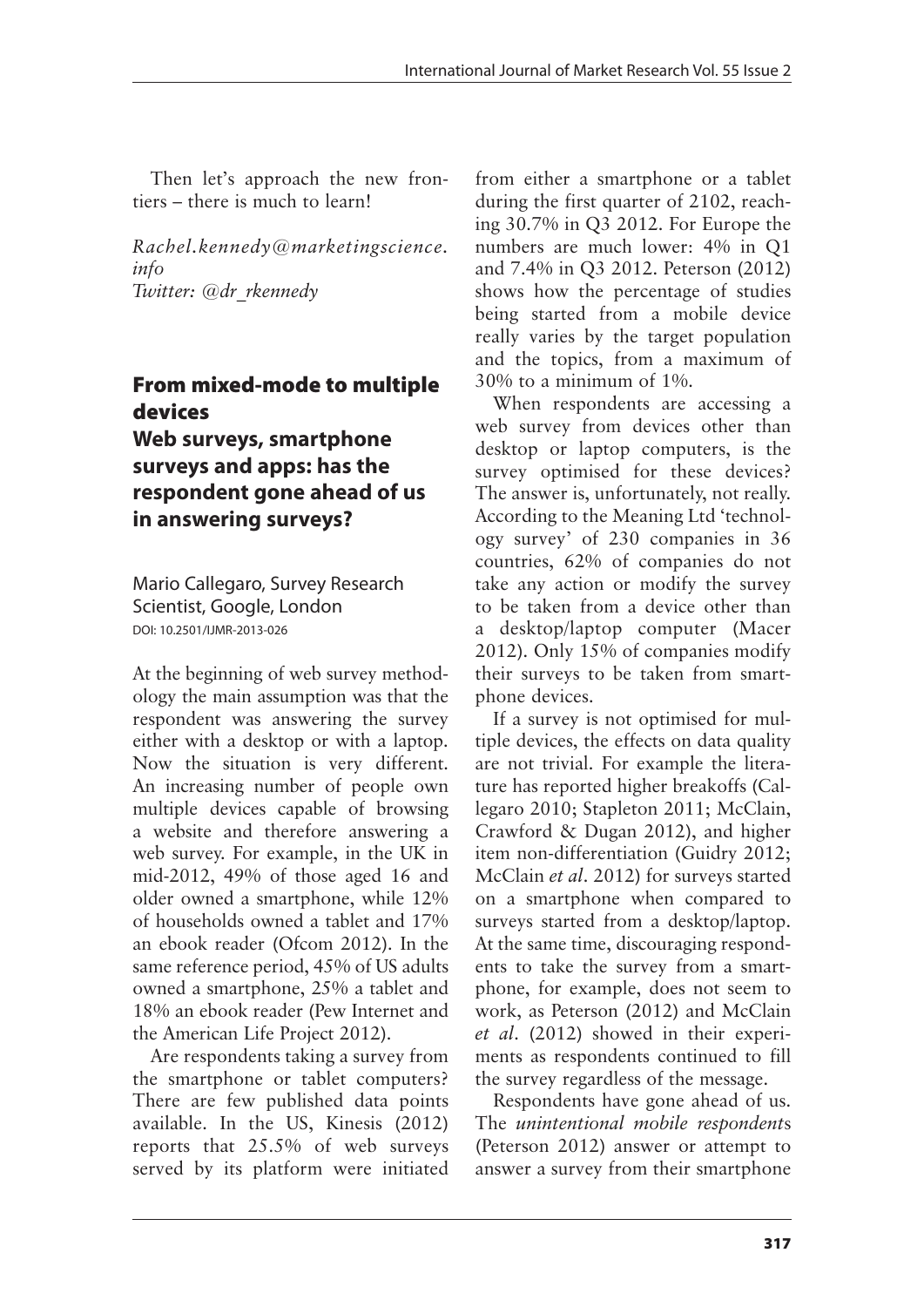Then let's approach the new frontiers – there is much to learn!

*Rachel.kennedy@marketingscience.info*
*Twitter: @dr_rkennedy*

## From mixed-mode to multiple devices

### Web surveys, smartphone surveys and apps: has the respondent gone ahead of us in answering surveys?

Mario Callegaro, Survey Research Scientist, Google, London
DOI: 10.2501/IJMR-2013-026

At the beginning of web survey methodology the main assumption was that the respondent was answering the survey either with a desktop or with a laptop. Now the situation is very different. An increasing number of people own multiple devices capable of browsing a website and therefore answering a web survey. For example, in the UK in mid-2012, 49% of those aged 16 and older owned a smartphone, while 12% of households owned a tablet and 17% an ebook reader (Ofcom 2012). In the same reference period, 45% of US adults owned a smartphone, 25% a tablet and 18% an ebook reader (Pew Internet and the American Life Project 2012).

Are respondents taking a survey from the smartphone or tablet computers? There are few published data points available. In the US, Kinesis (2012) reports that 25.5% of web surveys served by its platform were initiated from either a smartphone or a tablet during the first quarter of 2102, reaching 30.7% in Q3 2012. For Europe the numbers are much lower: 4% in Q1 and 7.4% in Q3 2012. Peterson (2012) shows how the percentage of studies being started from a mobile device really varies by the target population and the topics, from a maximum of 30% to a minimum of 1%.

When respondents are accessing a web survey from devices other than desktop or laptop computers, is the survey optimised for these devices? The answer is, unfortunately, not really. According to the Meaning Ltd 'technology survey' of 230 companies in 36 countries, 62% of companies do not take any action or modify the survey to be taken from a device other than a desktop/laptop computer (Macer 2012). Only 15% of companies modify their surveys to be taken from smartphone devices.

If a survey is not optimised for multiple devices, the effects on data quality are not trivial. For example the literature has reported higher breakoffs (Callegaro 2010; Stapleton 2011; McClain, Crawford & Dugan 2012), and higher item non-differentiation (Guidry 2012; McClain *et al*. 2012) for surveys started on a smartphone when compared to surveys started from a desktop/laptop. At the same time, discouraging respondents to take the survey from a smartphone, for example, does not seem to work, as Peterson (2012) and McClain *et al*. (2012) showed in their experiments as respondents continued to fill the survey regardless of the message.

Respondents have gone ahead of us. The *unintentional mobile respondent*s (Peterson 2012) answer or attempt to answer a survey from their smartphone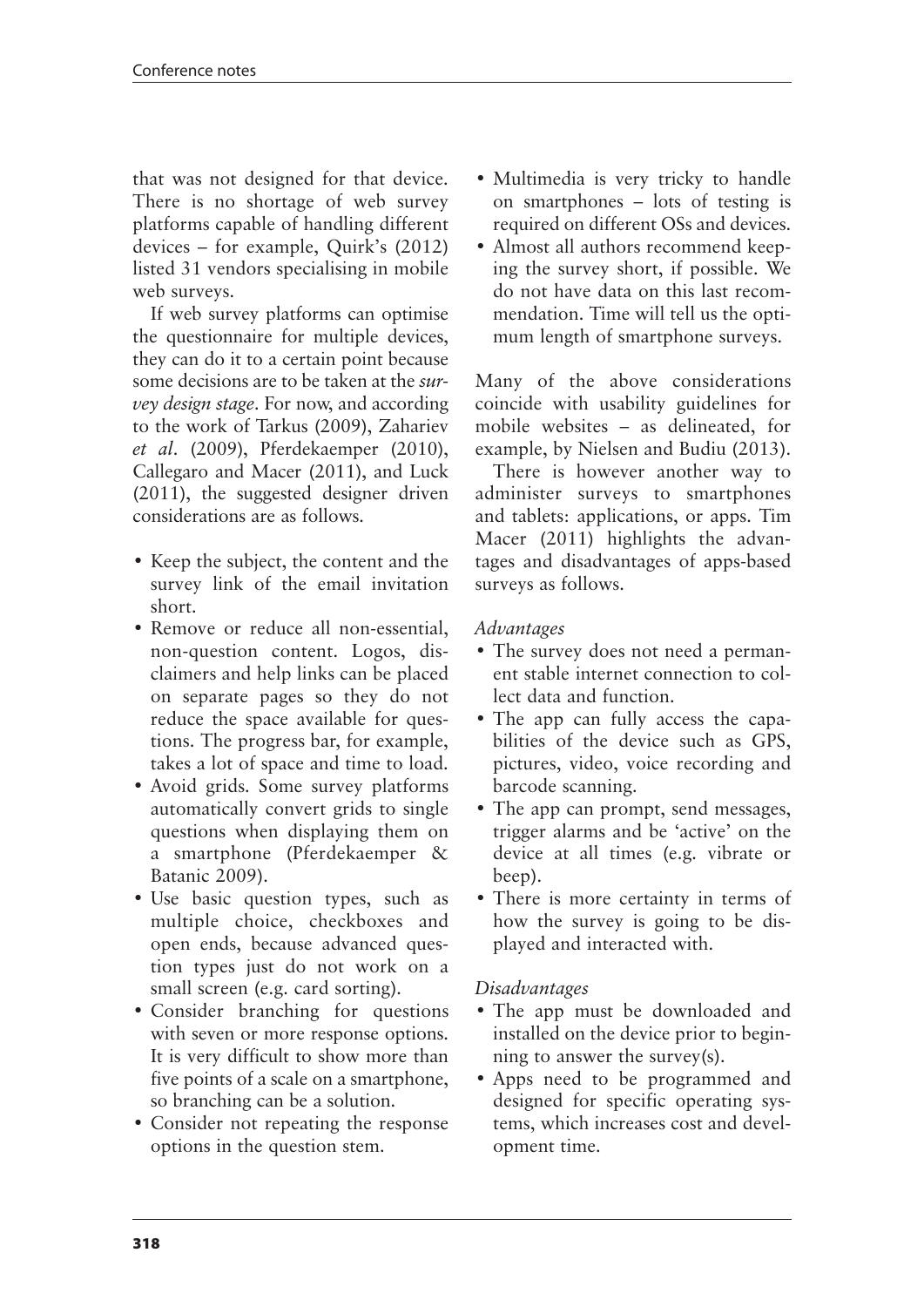that was not designed for that device. There is no shortage of web survey platforms capable of handling different devices – for example, Quirk's (2012) listed 31 vendors specialising in mobile web surveys.

If web survey platforms can optimise the questionnaire for multiple devices, they can do it to a certain point because some decisions are to be taken at the *survey design stage*. For now, and according to the work of Tarkus (2009), Zahariev *et al*. (2009), Pferdekaemper (2010), Callegaro and Macer (2011), and Luck (2011), the suggested designer driven considerations are as follows.

- Keep the subject, the content and the survey link of the email invitation short.
- Remove or reduce all non-essential, non-question content. Logos, disclaimers and help links can be placed on separate pages so they do not reduce the space available for questions. The progress bar, for example, takes a lot of space and time to load.
- Avoid grids. Some survey platforms automatically convert grids to single questions when displaying them on a smartphone (Pferdekaemper & Batanic 2009).
- Use basic question types, such as multiple choice, checkboxes and open ends, because advanced question types just do not work on a small screen (e.g. card sorting).
- Consider branching for questions with seven or more response options. It is very difficult to show more than five points of a scale on a smartphone, so branching can be a solution.
- Consider not repeating the response options in the question stem.
- Multimedia is very tricky to handle on smartphones – lots of testing is required on different OSs and devices.
- Almost all authors recommend keeping the survey short, if possible. We do not have data on this last recommendation. Time will tell us the optimum length of smartphone surveys.

Many of the above considerations coincide with usability guidelines for mobile websites – as delineated, for example, by Nielsen and Budiu (2013).

There is however another way to administer surveys to smartphones and tablets: applications, or apps. Tim Macer (2011) highlights the advantages and disadvantages of apps-based surveys as follows.

*Advantages*

- The survey does not need a permanent stable internet connection to collect data and function.
- The app can fully access the capabilities of the device such as GPS, pictures, video, voice recording and barcode scanning.
- The app can prompt, send messages, trigger alarms and be 'active' on the device at all times (e.g. vibrate or beep).
- There is more certainty in terms of how the survey is going to be displayed and interacted with.

*Disadvantages*

- The app must be downloaded and installed on the device prior to beginning to answer the survey(s).
- Apps need to be programmed and designed for specific operating systems, which increases cost and development time.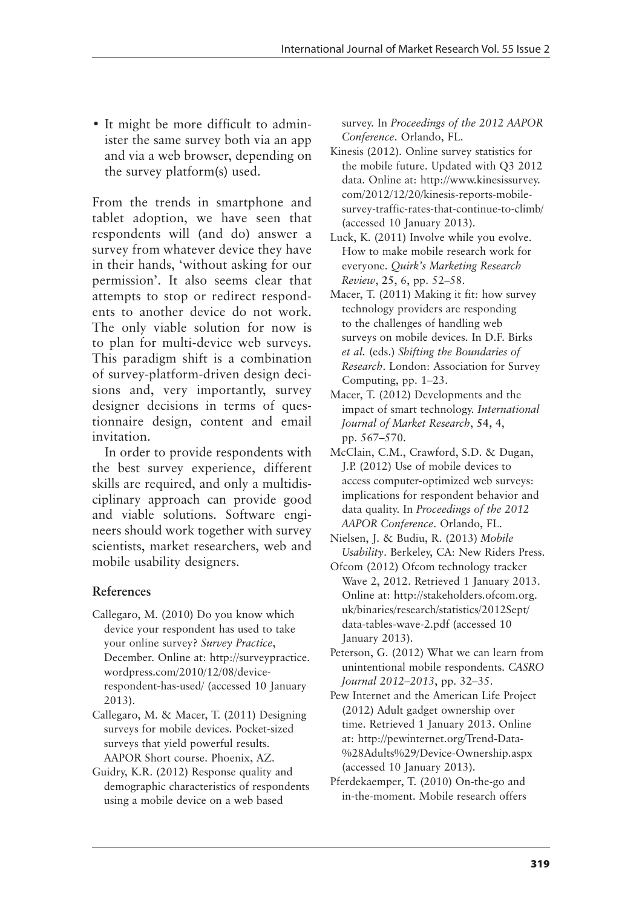- It might be more difficult to administer the same survey both via an app and via a web browser, depending on the survey platform(s) used.

From the trends in smartphone and tablet adoption, we have seen that respondents will (and do) answer a survey from whatever device they have in their hands, 'without asking for our permission'. It also seems clear that attempts to stop or redirect respondents to another device do not work. The only viable solution for now is to plan for multi-device web surveys. This paradigm shift is a combination of survey-platform-driven design decisions and, very importantly, survey designer decisions in terms of questionnaire design, content and email invitation.

In order to provide respondents with the best survey experience, different skills are required, and only a multidisciplinary approach can provide good and viable solutions. Software engineers should work together with survey scientists, market researchers, web and mobile usability designers.

## References

Callegaro, M. (2010) Do you know which device your respondent has used to take your online survey? *Survey Practice*, December. Online at: http://surveypractice.wordpress.com/2010/12/08/device-respondent-has-used/ (accessed 10 January 2013).

Callegaro, M. & Macer, T. (2011) Designing surveys for mobile devices. Pocket-sized surveys that yield powerful results. AAPOR Short course. Phoenix, AZ.

Guidry, K.R. (2012) Response quality and demographic characteristics of respondents using a mobile device on a web based survey. In *Proceedings of the 2012 AAPOR Conference*. Orlando, FL.

Kinesis (2012). Online survey statistics for the mobile future. Updated with Q3 2012 data. Online at: http://www.kinesissurvey.com/2012/12/20/kinesis-reports-mobile-survey-traffic-rates-that-continue-to-climb/ (accessed 10 January 2013).

Luck, K. (2011) Involve while you evolve. How to make mobile research work for everyone. *Quirk's Marketing Research Review*, **25**, 6, pp. 52–58.

Macer, T. (2011) Making it fit: how survey technology providers are responding to the challenges of handling web surveys on mobile devices. In D.F. Birks *et al.* (eds.) *Shifting the Boundaries of Research*. London: Association for Survey Computing, pp. 1–23.

Macer, T. (2012) Developments and the impact of smart technology. *International Journal of Market Research*, **54**, 4, pp. 567–570.

McClain, C.M., Crawford, S.D. & Dugan, J.P. (2012) Use of mobile devices to access computer-optimized web surveys: implications for respondent behavior and data quality. In *Proceedings of the 2012 AAPOR Conference*. Orlando, FL.

Nielsen, J. & Budiu, R. (2013) *Mobile Usability*. Berkeley, CA: New Riders Press.

Ofcom (2012) Ofcom technology tracker Wave 2, 2012. Retrieved 1 January 2013. Online at: http://stakeholders.ofcom.org.uk/binaries/research/statistics/2012Sept/data-tables-wave-2.pdf (accessed 10 January 2013).

Peterson, G. (2012) What we can learn from unintentional mobile respondents. *CASRO Journal 2012–2013*, pp. 32–35.

Pew Internet and the American Life Project (2012) Adult gadget ownership over time. Retrieved 1 January 2013. Online at: http://pewinternet.org/Trend-Data-%28Adults%29/Device-Ownership.aspx (accessed 10 January 2013).

Pferdekaemper, T. (2010) On-the-go and in-the-moment. Mobile research offers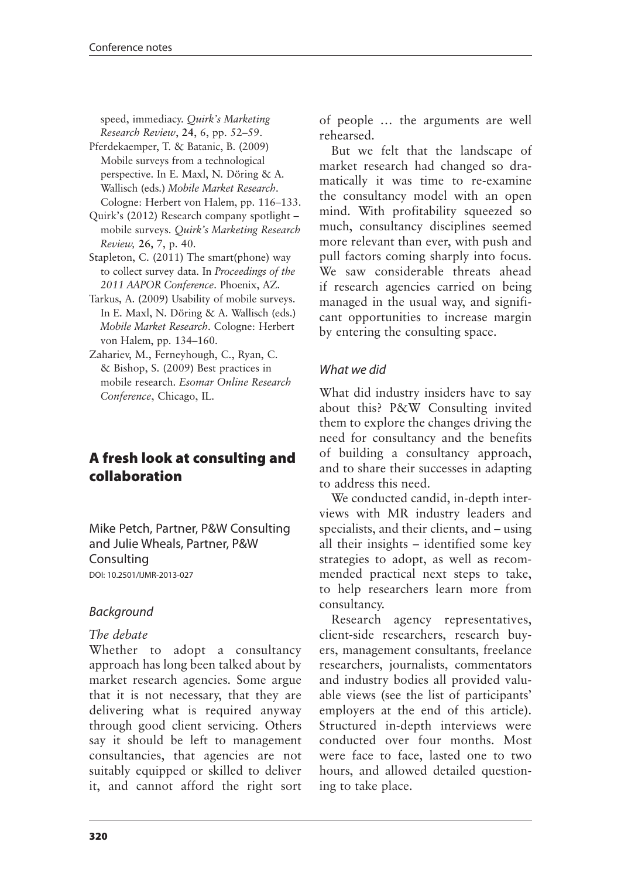speed, immediacy. *Quirk's Marketing Research Review*, **24**, 6, pp. 52–59.

Pferdekaemper, T. & Batanic, B. (2009) Mobile surveys from a technological perspective. In E. Maxl, N. Döring & A. Wallisch (eds.) *Mobile Market Research*. Cologne: Herbert von Halem, pp. 116–133.

Quirk's (2012) Research company spotlight – mobile surveys. *Quirk's Marketing Research Review,* **26**, 7, p. 40.

Stapleton, C. (2011) The smart(phone) way to collect survey data. In *Proceedings of the 2011 AAPOR Conference*. Phoenix, AZ.

Tarkus, A. (2009) Usability of mobile surveys. In E. Maxl, N. Döring & A. Wallisch (eds.) *Mobile Market Research*. Cologne: Herbert von Halem, pp. 134–160.

Zahariev, M., Ferneyhough, C., Ryan, C. & Bishop, S. (2009) Best practices in mobile research. *Esomar Online Research Conference*, Chicago, IL.

## A fresh look at consulting and collaboration

Mike Petch, Partner, P&W Consulting and Julie Wheals, Partner, P&W Consulting

DOI: 10.2501/IJMR-2013-027

### *Background*

#### *The debate*

Whether to adopt a consultancy approach has long been talked about by market research agencies. Some argue that it is not necessary, that they are delivering what is required anyway through good client servicing. Others say it should be left to management consultancies, that agencies are not suitably equipped or skilled to deliver it, and cannot afford the right sort of people … the arguments are well rehearsed.

But we felt that the landscape of market research had changed so dramatically it was time to re-examine the consultancy model with an open mind. With profitability squeezed so much, consultancy disciplines seemed more relevant than ever, with push and pull factors coming sharply into focus. We saw considerable threats ahead if research agencies carried on being managed in the usual way, and significant opportunities to increase margin by entering the consulting space.

### *What we did*

What did industry insiders have to say about this? P&W Consulting invited them to explore the changes driving the need for consultancy and the benefits of building a consultancy approach, and to share their successes in adapting to address this need.

We conducted candid, in-depth interviews with MR industry leaders and specialists, and their clients, and – using all their insights – identified some key strategies to adopt, as well as recommended practical next steps to take, to help researchers learn more from consultancy.

Research agency representatives, client-side researchers, research buyers, management consultants, freelance researchers, journalists, commentators and industry bodies all provided valuable views (see the list of participants' employers at the end of this article). Structured in-depth interviews were conducted over four months. Most were face to face, lasted one to two hours, and allowed detailed questioning to take place.